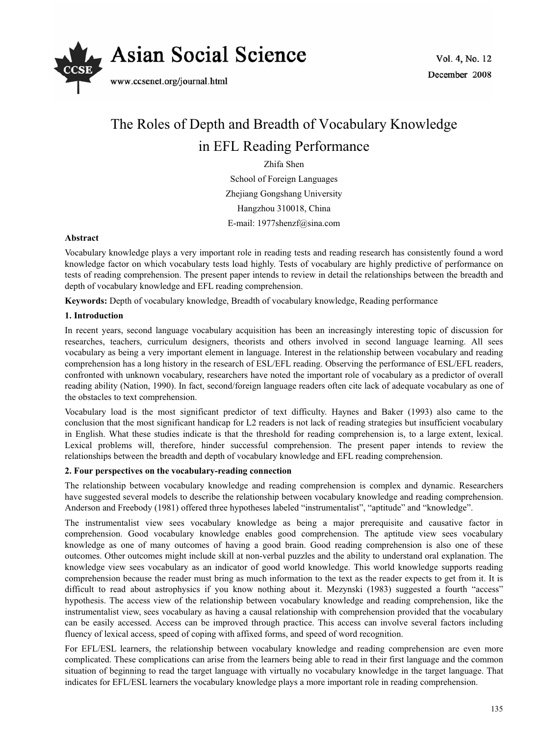# The Roles of Depth and Breadth of Vocabulary Knowledge in EFL Reading Performance

Zhifa Shen

School of Foreign Languages

Zhejiang Gongshang University

Hangzhou 310018, China

E-mail: 1977shenzf@sina.com

**Abstract**

Vocabulary knowledge plays a very important role in reading tests and reading research has consistently found a word knowledge factor on which vocabulary tests load highly. Tests of vocabulary are highly predictive of performance on tests of reading comprehension. The present paper intends to review in detail the relationships between the breadth and depth of vocabulary knowledge and EFL reading comprehension.

**Keywords:** Depth of vocabulary knowledge, Breadth of vocabulary knowledge, Reading performance

## 1. Introduction

In recent years, second language vocabulary acquisition has been an increasingly interesting topic of discussion for researches, teachers, curriculum designers, theorists and others involved in second language learning. All sees vocabulary as being a very important element in language. Interest in the relationship between vocabulary and reading comprehension has a long history in the research of ESL/EFL reading. Observing the performance of ESL/EFL readers, confronted with unknown vocabulary, researchers have noted the important role of vocabulary as a predictor of overall reading ability (Nation, 1990). In fact, second/foreign language readers often cite lack of adequate vocabulary as one of the obstacles to text comprehension.

Vocabulary load is the most significant predictor of text difficulty. Haynes and Baker (1993) also came to the conclusion that the most significant handicap for L2 readers is not lack of reading strategies but insufficient vocabulary in English. What these studies indicate is that the threshold for reading comprehension is, to a large extent, lexical. Lexical problems will, therefore, hinder successful comprehension. The present paper intends to review the relationships between the breadth and depth of vocabulary knowledge and EFL reading comprehension.

## 2. Four perspectives on the vocabulary-reading connection

The relationship between vocabulary knowledge and reading comprehension is complex and dynamic. Researchers have suggested several models to describe the relationship between vocabulary knowledge and reading comprehension. Anderson and Freebody (1981) offered three hypotheses labeled "instrumentalist", "aptitude" and "knowledge".

The instrumentalist view sees vocabulary knowledge as being a major prerequisite and causative factor in comprehension. Good vocabulary knowledge enables good comprehension. The aptitude view sees vocabulary knowledge as one of many outcomes of having a good brain. Good reading comprehension is also one of these outcomes. Other outcomes might include skill at non-verbal puzzles and the ability to understand oral explanation. The knowledge view sees vocabulary as an indicator of good world knowledge. This world knowledge supports reading comprehension because the reader must bring as much information to the text as the reader expects to get from it. It is difficult to read about astrophysics if you know nothing about it. Mezynski (1983) suggested a fourth "access" hypothesis. The access view of the relationship between vocabulary knowledge and reading comprehension, like the instrumentalist view, sees vocabulary as having a causal relationship with comprehension provided that the vocabulary can be easily accessed. Access can be improved through practice. This access can involve several factors including fluency of lexical access, speed of coping with affixed forms, and speed of word recognition.

For EFL/ESL learners, the relationship between vocabulary knowledge and reading comprehension are even more complicated. These complications can arise from the learners being able to read in their first language and the common situation of beginning to read the target language with virtually no vocabulary knowledge in the target language. That indicates for EFL/ESL learners the vocabulary knowledge plays a more important role in reading comprehension.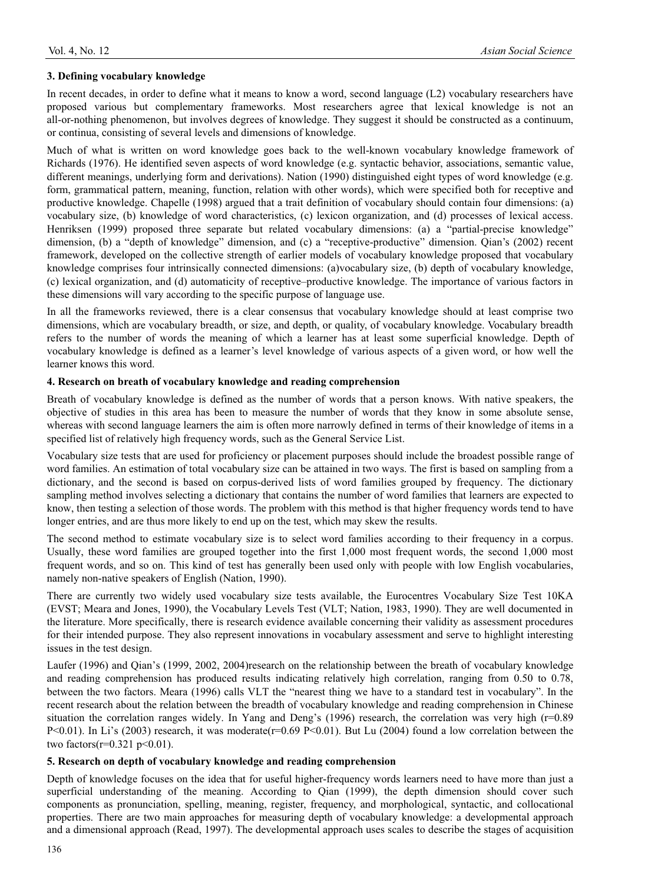## 3. Defining vocabulary knowledge

In recent decades, in order to define what it means to know a word, second language (L2) vocabulary researchers have proposed various but complementary frameworks. Most researchers agree that lexical knowledge is not an all-or-nothing phenomenon, but involves degrees of knowledge. They suggest it should be constructed as a continuum, or continua, consisting of several levels and dimensions of knowledge.

Much of what is written on word knowledge goes back to the well-known vocabulary knowledge framework of Richards (1976). He identified seven aspects of word knowledge (e.g. syntactic behavior, associations, semantic value, different meanings, underlying form and derivations). Nation (1990) distinguished eight types of word knowledge (e.g. form, grammatical pattern, meaning, function, relation with other words), which were specified both for receptive and productive knowledge. Chapelle (1998) argued that a trait definition of vocabulary should contain four dimensions: (a) vocabulary size, (b) knowledge of word characteristics, (c) lexicon organization, and (d) processes of lexical access. Henriksen (1999) proposed three separate but related vocabulary dimensions: (a) a "partial-precise knowledge" dimension, (b) a "depth of knowledge" dimension, and (c) a "receptive-productive" dimension. Qian's (2002) recent framework, developed on the collective strength of earlier models of vocabulary knowledge proposed that vocabulary knowledge comprises four intrinsically connected dimensions: (a)vocabulary size, (b) depth of vocabulary knowledge, (c) lexical organization, and (d) automaticity of receptive–productive knowledge. The importance of various factors in these dimensions will vary according to the specific purpose of language use.

In all the frameworks reviewed, there is a clear consensus that vocabulary knowledge should at least comprise two dimensions, which are vocabulary breadth, or size, and depth, or quality, of vocabulary knowledge. Vocabulary breadth refers to the number of words the meaning of which a learner has at least some superficial knowledge. Depth of vocabulary knowledge is defined as a learner's level knowledge of various aspects of a given word, or how well the learner knows this word.

## 4. Research on breath of vocabulary knowledge and reading comprehension

Breath of vocabulary knowledge is defined as the number of words that a person knows. With native speakers, the objective of studies in this area has been to measure the number of words that they know in some absolute sense, whereas with second language learners the aim is often more narrowly defined in terms of their knowledge of items in a specified list of relatively high frequency words, such as the General Service List.

Vocabulary size tests that are used for proficiency or placement purposes should include the broadest possible range of word families. An estimation of total vocabulary size can be attained in two ways. The first is based on sampling from a dictionary, and the second is based on corpus-derived lists of word families grouped by frequency. The dictionary sampling method involves selecting a dictionary that contains the number of word families that learners are expected to know, then testing a selection of those words. The problem with this method is that higher frequency words tend to have longer entries, and are thus more likely to end up on the test, which may skew the results.

The second method to estimate vocabulary size is to select word families according to their frequency in a corpus. Usually, these word families are grouped together into the first 1,000 most frequent words, the second 1,000 most frequent words, and so on. This kind of test has generally been used only with people with low English vocabularies, namely non-native speakers of English (Nation, 1990).

There are currently two widely used vocabulary size tests available, the Eurocentres Vocabulary Size Test 10KA (EVST; Meara and Jones, 1990), the Vocabulary Levels Test (VLT; Nation, 1983, 1990). They are well documented in the literature. More specifically, there is research evidence available concerning their validity as assessment procedures for their intended purpose. They also represent innovations in vocabulary assessment and serve to highlight interesting issues in the test design.

Laufer (1996) and Qian's (1999, 2002, 2004)research on the relationship between the breath of vocabulary knowledge and reading comprehension has produced results indicating relatively high correlation, ranging from 0.50 to 0.78, between the two factors. Meara (1996) calls VLT the "nearest thing we have to a standard test in vocabulary". In the recent research about the relation between the breadth of vocabulary knowledge and reading comprehension in Chinese situation the correlation ranges widely. In Yang and Deng's (1996) research, the correlation was very high ($r=0.89$ $P<0.01$). In Li's (2003) research, it was moderate($r=0.69$ $P<0.01$). But Lu (2004) found a low correlation between the two factors($r=0.321$ $p<0.01$).

## 5. Research on depth of vocabulary knowledge and reading comprehension

Depth of knowledge focuses on the idea that for useful higher-frequency words learners need to have more than just a superficial understanding of the meaning. According to Qian (1999), the depth dimension should cover such components as pronunciation, spelling, meaning, register, frequency, and morphological, syntactic, and collocational properties. There are two main approaches for measuring depth of vocabulary knowledge: a developmental approach and a dimensional approach (Read, 1997). The developmental approach uses scales to describe the stages of acquisition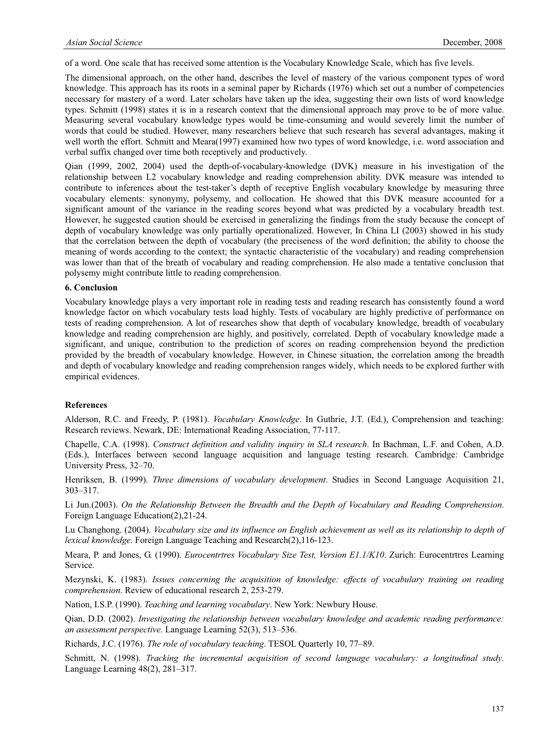of a word. One scale that has received some attention is the Vocabulary Knowledge Scale, which has five levels.

The dimensional approach, on the other hand, describes the level of mastery of the various component types of word knowledge. This approach has its roots in a seminal paper by Richards (1976) which set out a number of competencies necessary for mastery of a word. Later scholars have taken up the idea, suggesting their own lists of word knowledge types. Schmitt (1998) states it is in a research context that the dimensional approach may prove to be of more value. Measuring several vocabulary knowledge types would be time-consuming and would severely limit the number of words that could be studied. However, many researchers believe that such research has several advantages, making it well worth the effort. Schmitt and Meara(1997) examined how two types of word knowledge, i.e. word association and verbal suffix changed over time both receptively and productively.

Qian (1999, 2002, 2004) used the depth-of-vocabulary-knowledge (DVK) measure in his investigation of the relationship between L2 vocabulary knowledge and reading comprehension ability. DVK measure was intended to contribute to inferences about the test-taker's depth of receptive English vocabulary knowledge by measuring three vocabulary elements: synonymy, polysemy, and collocation. He showed that this DVK measure accounted for a significant amount of the variance in the reading scores beyond what was predicted by a vocabulary breadth test. However, he suggested caution should be exercised in generalizing the findings from the study because the concept of depth of vocabulary knowledge was only partially operationalized. However, In China LI (2003) showed in his study that the correlation between the depth of vocabulary (the preciseness of the word definition; the ability to choose the meaning of words according to the context; the syntactic characteristic of the vocabulary) and reading comprehension was lower than that of the breath of vocabulary and reading comprehension. He also made a tentative conclusion that polysemy might contribute little to reading comprehension.

## 6. Conclusion

Vocabulary knowledge plays a very important role in reading tests and reading research has consistently found a word knowledge factor on which vocabulary tests load highly. Tests of vocabulary are highly predictive of performance on tests of reading comprehension. A lot of researches show that depth of vocabulary knowledge, breadth of vocabulary knowledge and reading comprehension are highly, and positively, correlated. Depth of vocabulary knowledge made a significant, and unique, contribution to the prediction of scores on reading comprehension beyond the prediction provided by the breadth of vocabulary knowledge. However, in Chinese situation, the correlation among the breadth and depth of vocabulary knowledge and reading comprehension ranges widely, which needs to be explored further with empirical evidences.

## References

Alderson, R.C. and Freedy, P. (1981). *Vocabulary Knowledge*. In Guthrie, J.T. (Ed.), Comprehension and teaching: Research reviews. Newark, DE: International Reading Association, 77-117.

Chapelle, C.A. (1998). *Construct definition and validity inquiry in SLA research*. In Bachman, L.F. and Cohen, A.D. (Eds.), Interfaces between second language acquisition and language testing research. Cambridge: Cambridge University Press, 32–70.

Henriksen, B. (1999). *Three dimensions of vocabulary development*. Studies in Second Language Acquisition 21, 303–317.

Li Jun.(2003). *On the Relationship Between the Breadth and the Depth of Vocabulary and Reading Comprehension*. Foreign Language Education(2),21-24.

Lu Changhong. (2004). *Vocabulary size and its influence on English achievement as well as its relationship to depth of lexical knowledge*. Foreign Language Teaching and Research(2),116-123.

Meara, P. and Jones, G. (1990). *Eurocentrtres Vocabulary Size Test, Version E1.1/K10*. Zurich: Eurocentrtres Learning Service.

Mezynski, K. (1983). *Issues concerning the acquisition of knowledge: effects of vocabulary training on reading comprehension*. Review of educational research 2, 253-279.

Nation, I.S.P. (1990). *Teaching and learning vocabulary*. New York: Newbury House.

Qian, D.D. (2002). *Investigating the relationship between vocabulary knowledge and academic reading performance: an assessment perspective*. Language Learning 52(3), 513–536.

Richards, J.C. (1976). *The role of vocabulary teaching*. TESOL Quarterly 10, 77–89.

Schmitt, N. (1998). *Tracking the incremental acquisition of second language vocabulary: a longitudinal study*. Language Learning 48(2), 281–317.